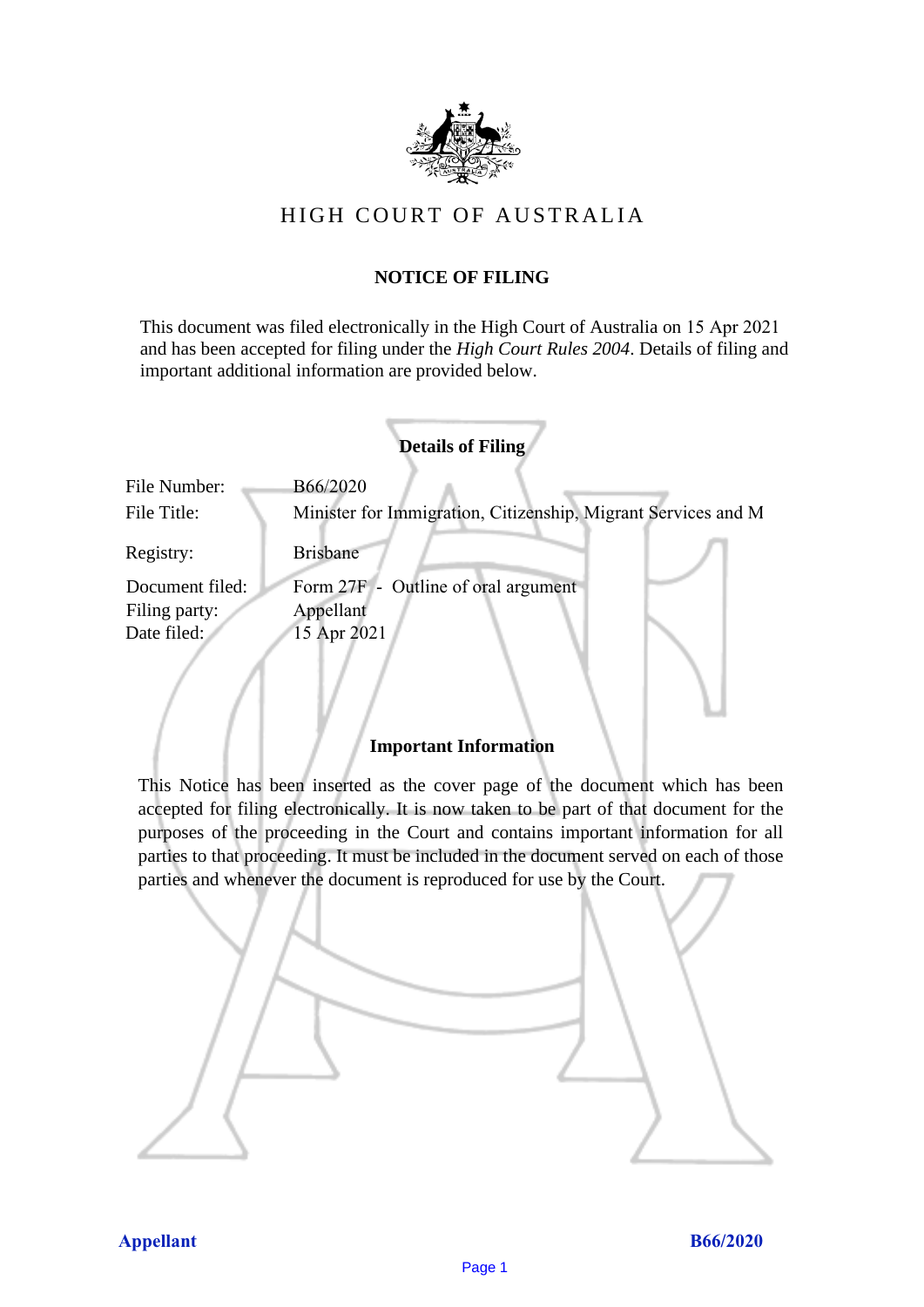# HIGH COURT OF AUSTRALIA

## NOTICE OF FILING

This document was filed electronically in the High Court of Australia on 15 Apr 2021 and has been accepted for filing under the *High Court Rules 2004*. Details of filing and important additional information are provided below.

### Details of Filing

| | |
|---|---|
| File Number: | B66/2020 |
| File Title: | Minister for Immigration, Citizenship, Migrant Services and M |
| Registry: | Brisbane |
| Document filed: | Form 27F - Outline of oral argument |
| Filing party: | Appellant |
| Date filed: | 15 Apr 2021 |

### Important Information

This Notice has been inserted as the cover page of the document which has been accepted for filing electronically. It is now taken to be part of that document for the purposes of the proceeding in the Court and contains important information for all parties to that proceeding. It must be included in the document served on each of those parties and whenever the document is reproduced for use by the Court.

**Appellant** **B66/2020**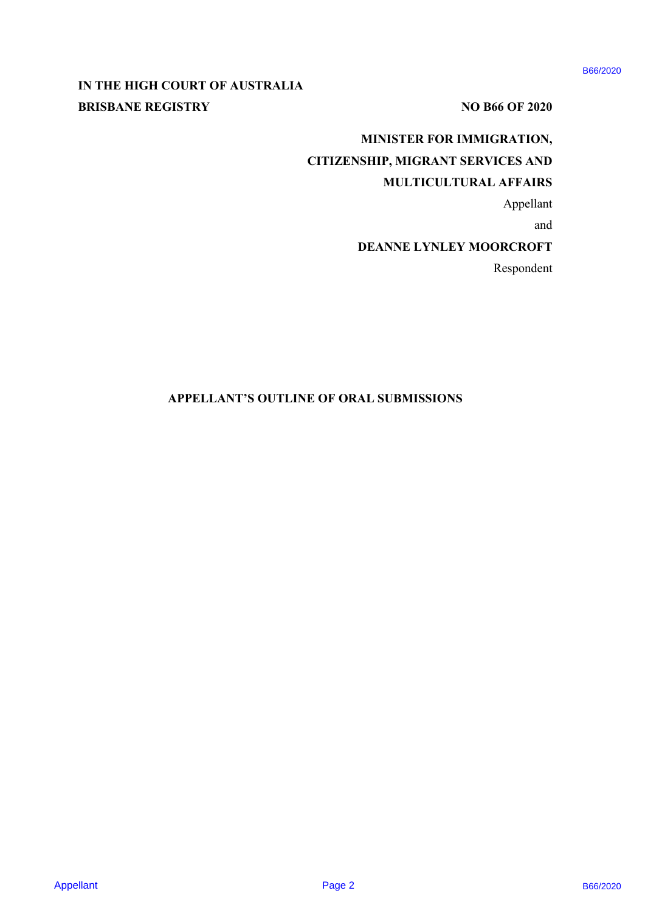**IN THE HIGH COURT OF AUSTRALIA**
**BRISBANE REGISTRY** **NO B66 OF 2020**

**MINISTER FOR IMMIGRATION, CITIZENSHIP, MIGRANT SERVICES AND MULTICULTURAL AFFAIRS**
Appellant

and

**DEANNE LYNLEY MOORCROFT**
Respondent

## APPELLANT'S OUTLINE OF ORAL SUBMISSIONS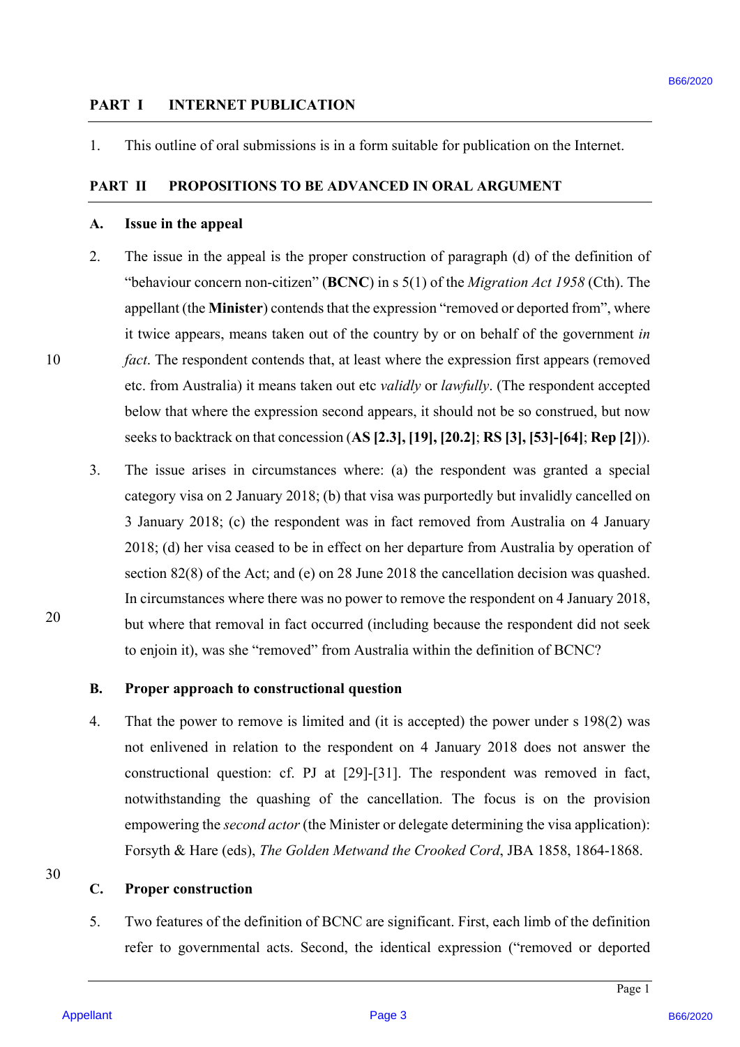## PART I INTERNET PUBLICATION

1. This outline of oral submissions is in a form suitable for publication on the Internet.

## PART II PROPOSITIONS TO BE ADVANCED IN ORAL ARGUMENT

### A. Issue in the appeal

2. The issue in the appeal is the proper construction of paragraph (d) of the definition of "behaviour concern non-citizen" (**BCNC**) in s 5(1) of the *Migration Act 1958* (Cth). The appellant (the **Minister**) contends that the expression "removed or deported from", where it twice appears, means taken out of the country by or on behalf of the government *in fact*. The respondent contends that, at least where the expression first appears (removed etc. from Australia) it means taken out etc *validly* or *lawfully*. (The respondent accepted below that where the expression second appears, it should not be so construed, but now seeks to backtrack on that concession (**AS [2.3], [19], [20.2]**; **RS [3], [53]-[64]**; **Rep [2]**)).

3. The issue arises in circumstances where: (a) the respondent was granted a special category visa on 2 January 2018; (b) that visa was purportedly but invalidly cancelled on 3 January 2018; (c) the respondent was in fact removed from Australia on 4 January 2018; (d) her visa ceased to be in effect on her departure from Australia by operation of section 82(8) of the Act; and (e) on 28 June 2018 the cancellation decision was quashed. In circumstances where there was no power to remove the respondent on 4 January 2018, but where that removal in fact occurred (including because the respondent did not seek to enjoin it), was she "removed" from Australia within the definition of BCNC?

### B. Proper approach to constructional question

4. That the power to remove is limited and (it is accepted) the power under s 198(2) was not enlivened in relation to the respondent on 4 January 2018 does not answer the constructional question: cf. PJ at [29]-[31]. The respondent was removed in fact, notwithstanding the quashing of the cancellation. The focus is on the provision empowering the *second actor* (the Minister or delegate determining the visa application): Forsyth & Hare (eds), *The Golden Metwand the Crooked Cord*, JBA 1858, 1864-1868.

### C. Proper construction

5. Two features of the definition of BCNC are significant. First, each limb of the definition refer to governmental acts. Second, the identical expression ("removed or deported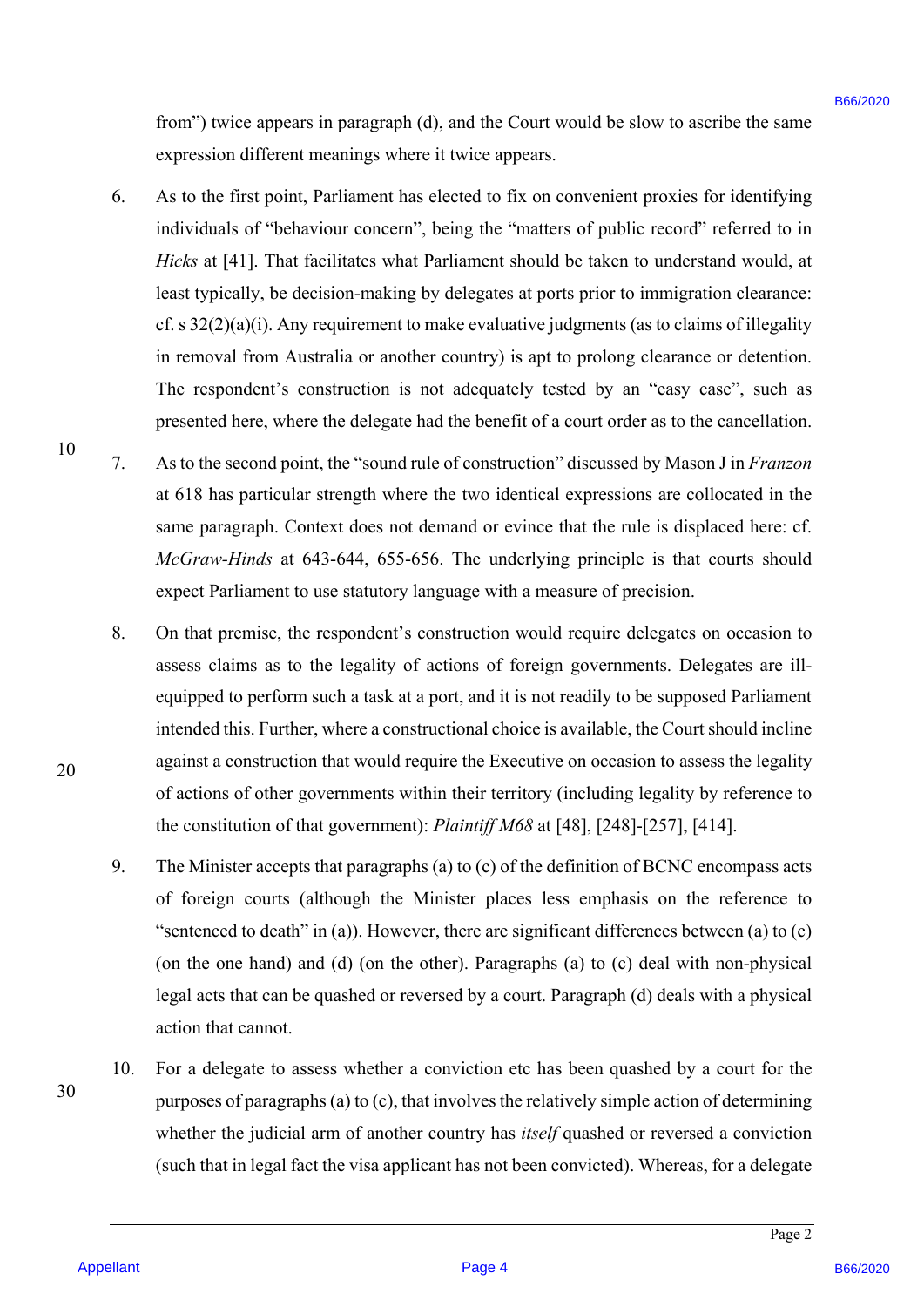from") twice appears in paragraph (d), and the Court would be slow to ascribe the same expression different meanings where it twice appears.

6. As to the first point, Parliament has elected to fix on convenient proxies for identifying individuals of "behaviour concern", being the "matters of public record" referred to in *Hicks* at [41]. That facilitates what Parliament should be taken to understand would, at least typically, be decision-making by delegates at ports prior to immigration clearance: cf. s 32(2)(a)(i). Any requirement to make evaluative judgments (as to claims of illegality in removal from Australia or another country) is apt to prolong clearance or detention. The respondent's construction is not adequately tested by an "easy case", such as presented here, where the delegate had the benefit of a court order as to the cancellation.

7. As to the second point, the "sound rule of construction" discussed by Mason J in *Franzon* at 618 has particular strength where the two identical expressions are collocated in the same paragraph. Context does not demand or evince that the rule is displaced here: cf. *McGraw-Hinds* at 643-644, 655-656. The underlying principle is that courts should expect Parliament to use statutory language with a measure of precision.

8. On that premise, the respondent's construction would require delegates on occasion to assess claims as to the legality of actions of foreign governments. Delegates are ill-equipped to perform such a task at a port, and it is not readily to be supposed Parliament intended this. Further, where a constructional choice is available, the Court should incline against a construction that would require the Executive on occasion to assess the legality of actions of other governments within their territory (including legality by reference to the constitution of that government): *Plaintiff M68* at [48], [248]-[257], [414].

9. The Minister accepts that paragraphs (a) to (c) of the definition of BCNC encompass acts of foreign courts (although the Minister places less emphasis on the reference to "sentenced to death" in (a)). However, there are significant differences between (a) to (c) (on the one hand) and (d) (on the other). Paragraphs (a) to (c) deal with non-physical legal acts that can be quashed or reversed by a court. Paragraph (d) deals with a physical action that cannot.

10. For a delegate to assess whether a conviction etc has been quashed by a court for the purposes of paragraphs (a) to (c), that involves the relatively simple action of determining whether the judicial arm of another country has *itself* quashed or reversed a conviction (such that in legal fact the visa applicant has not been convicted). Whereas, for a delegate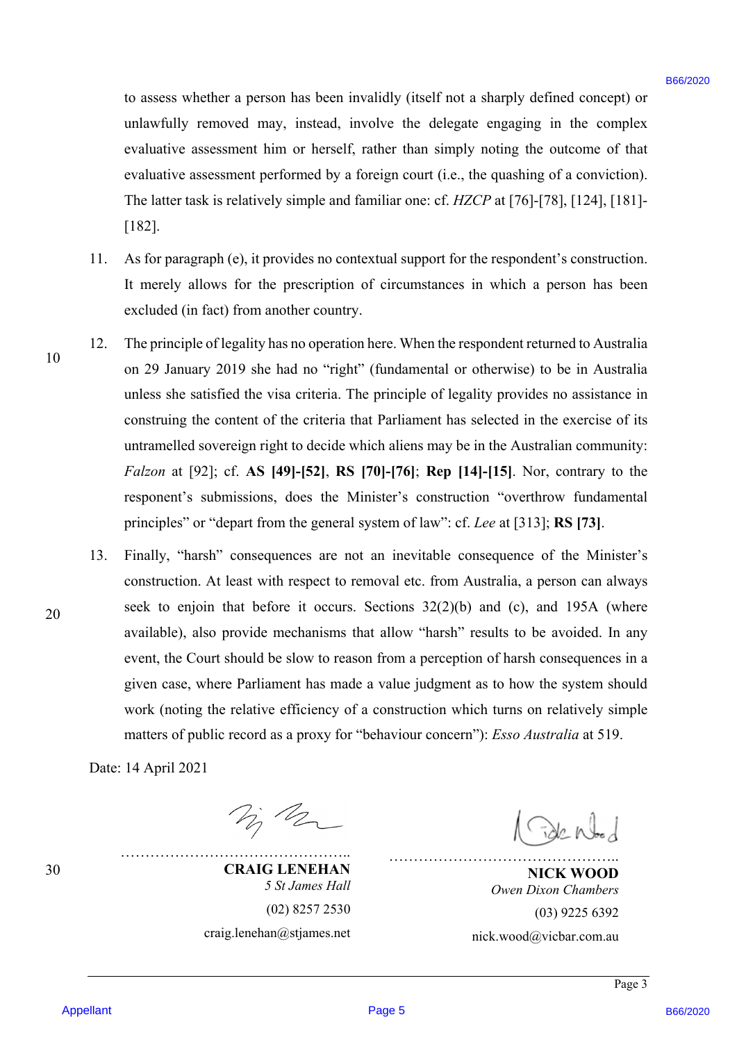to assess whether a person has been invalidly (itself not a sharply defined concept) or unlawfully removed may, instead, involve the delegate engaging in the complex evaluative assessment him or herself, rather than simply noting the outcome of that evaluative assessment performed by a foreign court (i.e., the quashing of a conviction). The latter task is relatively simple and familiar one: cf. *HZCP* at [76]-[78], [124], [181]-[182].

11. As for paragraph (e), it provides no contextual support for the respondent's construction. It merely allows for the prescription of circumstances in which a person has been excluded (in fact) from another country.

12. The principle of legality has no operation here. When the respondent returned to Australia on 29 January 2019 she had no "right" (fundamental or otherwise) to be in Australia unless she satisfied the visa criteria. The principle of legality provides no assistance in construing the content of the criteria that Parliament has selected in the exercise of its untrammelled sovereign right to decide which aliens may be in the Australian community: *Falzon* at [92]; cf. **AS [49]-[52]**, **RS [70]-[76]**; **Rep [14]-[15]**. Nor, contrary to the respondent's submissions, does the Minister's construction "overthrow fundamental principles" or "depart from the general system of law": cf. *Lee* at [313]; **RS [73]**.

13. Finally, "harsh" consequences are not an inevitable consequence of the Minister's construction. At least with respect to removal etc. from Australia, a person can always seek to enjoin that before it occurs. Sections 32(2)(b) and (c), and 195A (where available), also provide mechanisms that allow "harsh" results to be avoided. In any event, the Court should be slow to reason from a perception of harsh consequences in a given case, where Parliament has made a value judgment as to how the system should work (noting the relative efficiency of a construction which turns on relatively simple matters of public record as a proxy for "behaviour concern"): *Esso Australia* at 519.

Date: 14 April 2021

**CRAIG LENEHAN**
*5 St James Hall*
(02) 8257 2530
craig.lenehan@stjames.net

**NICK WOOD**
*Owen Dixon Chambers*
(03) 9225 6392
nick.wood@vicbar.com.au